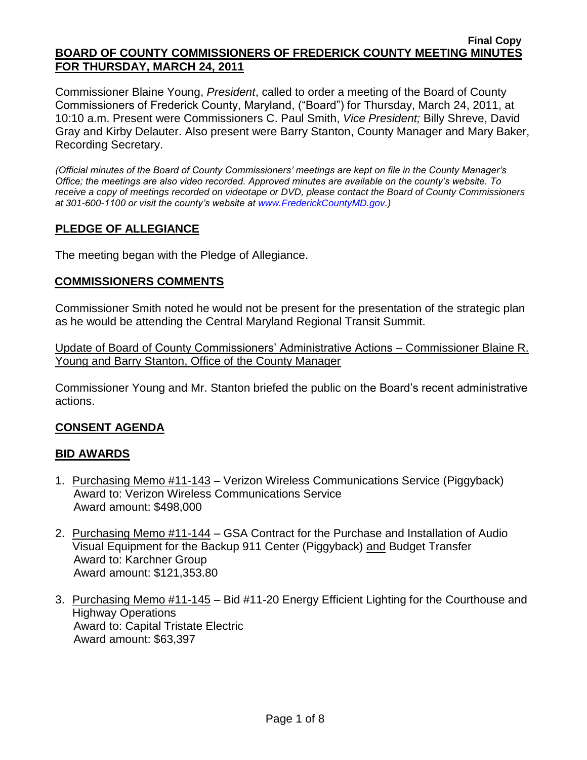**Final Copy**

**BOARD OF COUNTY COMMISSIONERS OF FREDERICK COUNTY MEETING MINUTES FOR THURSDAY, MARCH 24, 2011**

Commissioner Blaine Young, *President*, called to order a meeting of the Board of County Commissioners of Frederick County, Maryland, ("Board") for Thursday, March 24, 2011, at 10:10 a.m. Present were Commissioners C. Paul Smith, *Vice President;* Billy Shreve, David Gray and Kirby Delauter. Also present were Barry Stanton, County Manager and Mary Baker, Recording Secretary.

*(Official minutes of the Board of County Commissioners' meetings are kept on file in the County Manager's Office; the meetings are also video recorded. Approved minutes are available on the county's website. To receive a copy of meetings recorded on videotape or DVD, please contact the Board of County Commissioners at 301-600-1100 or visit the county's website at www.FrederickCountyMD.gov.)*

## PLEDGE OF ALLEGIANCE

The meeting began with the Pledge of Allegiance.

## COMMISSIONERS COMMENTS

Commissioner Smith noted he would not be present for the presentation of the strategic plan as he would be attending the Central Maryland Regional Transit Summit.

Update of Board of County Commissioners' Administrative Actions – Commissioner Blaine R. Young and Barry Stanton, Office of the County Manager

Commissioner Young and Mr. Stanton briefed the public on the Board's recent administrative actions.

## CONSENT AGENDA

## BID AWARDS

1. Purchasing Memo #11-143 – Verizon Wireless Communications Service (Piggyback)
   Award to: Verizon Wireless Communications Service
   Award amount: $498,000

2. Purchasing Memo #11-144 – GSA Contract for the Purchase and Installation of Audio Visual Equipment for the Backup 911 Center (Piggyback) and Budget Transfer
   Award to: Karchner Group
   Award amount: $121,353.80

3. Purchasing Memo #11-145 – Bid #11-20 Energy Efficient Lighting for the Courthouse and Highway Operations
   Award to: Capital Tristate Electric
   Award amount: $63,397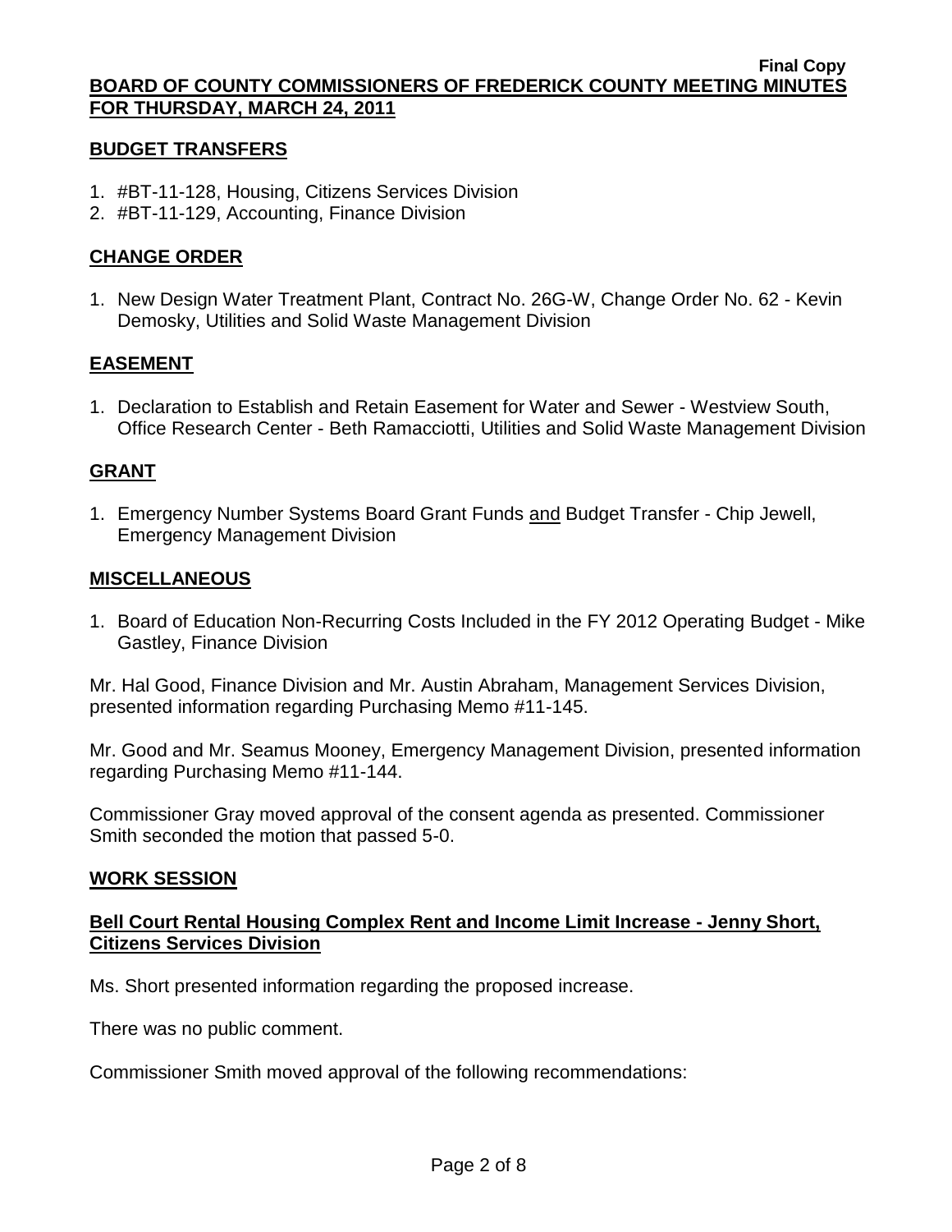## BUDGET TRANSFERS

1. #BT-11-128, Housing, Citizens Services Division
2. #BT-11-129, Accounting, Finance Division

## CHANGE ORDER

1. New Design Water Treatment Plant, Contract No. 26G-W, Change Order No. 62 - Kevin Demosky, Utilities and Solid Waste Management Division

## EASEMENT

1. Declaration to Establish and Retain Easement for Water and Sewer - Westview South, Office Research Center - Beth Ramacciotti, Utilities and Solid Waste Management Division

## GRANT

1. Emergency Number Systems Board Grant Funds and Budget Transfer - Chip Jewell, Emergency Management Division

## MISCELLANEOUS

1. Board of Education Non-Recurring Costs Included in the FY 2012 Operating Budget - Mike Gastley, Finance Division

Mr. Hal Good, Finance Division and Mr. Austin Abraham, Management Services Division, presented information regarding Purchasing Memo #11-145.

Mr. Good and Mr. Seamus Mooney, Emergency Management Division, presented information regarding Purchasing Memo #11-144.

Commissioner Gray moved approval of the consent agenda as presented. Commissioner Smith seconded the motion that passed 5-0.

## WORK SESSION

### Bell Court Rental Housing Complex Rent and Income Limit Increase - Jenny Short, Citizens Services Division

Ms. Short presented information regarding the proposed increase.

There was no public comment.

Commissioner Smith moved approval of the following recommendations: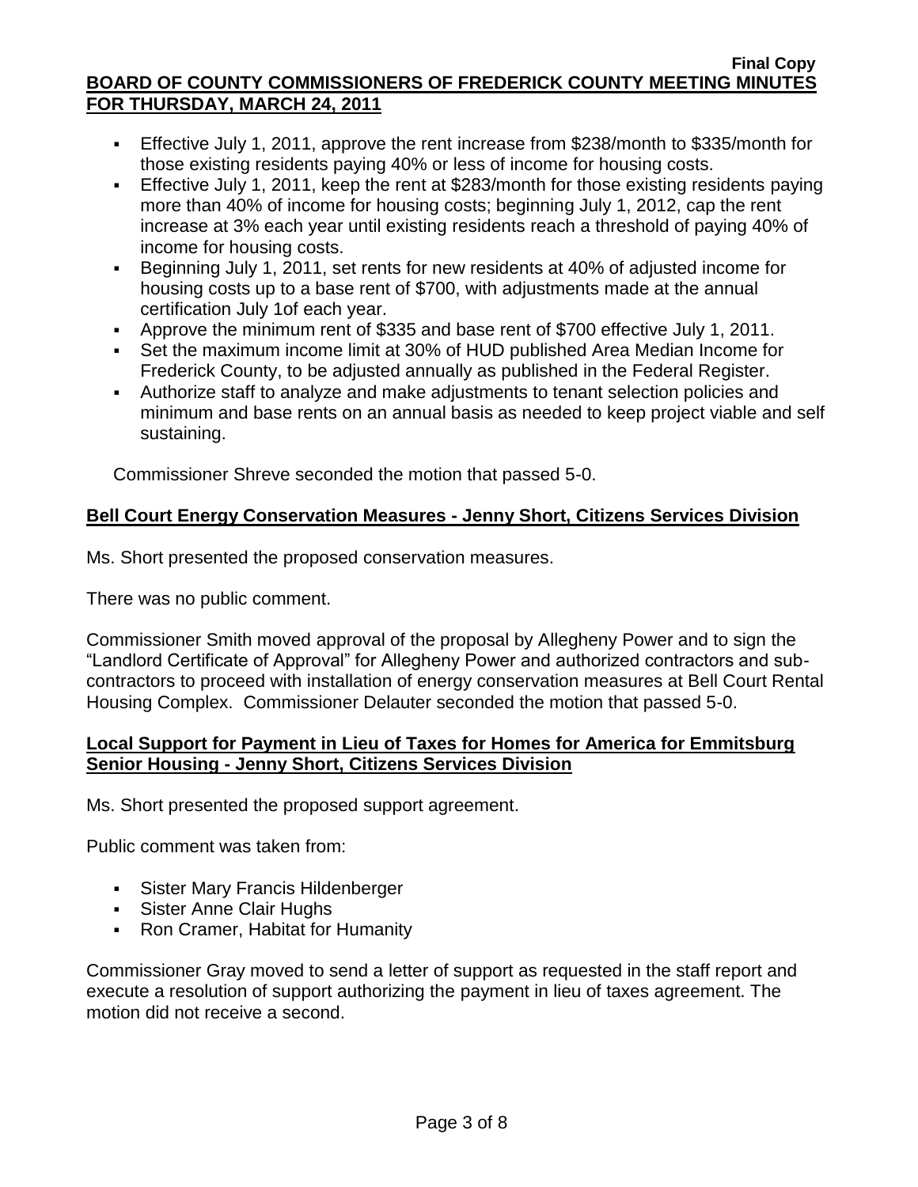- Effective July 1, 2011, approve the rent increase from $238/month to $335/month for those existing residents paying 40% or less of income for housing costs.
- Effective July 1, 2011, keep the rent at $283/month for those existing residents paying more than 40% of income for housing costs; beginning July 1, 2012, cap the rent increase at 3% each year until existing residents reach a threshold of paying 40% of income for housing costs.
- Beginning July 1, 2011, set rents for new residents at 40% of adjusted income for housing costs up to a base rent of $700, with adjustments made at the annual certification July 1of each year.
- Approve the minimum rent of $335 and base rent of $700 effective July 1, 2011.
- Set the maximum income limit at 30% of HUD published Area Median Income for Frederick County, to be adjusted annually as published in the Federal Register.
- Authorize staff to analyze and make adjustments to tenant selection policies and minimum and base rents on an annual basis as needed to keep project viable and self sustaining.

Commissioner Shreve seconded the motion that passed 5-0.

## Bell Court Energy Conservation Measures - Jenny Short, Citizens Services Division

Ms. Short presented the proposed conservation measures.

There was no public comment.

Commissioner Smith moved approval of the proposal by Allegheny Power and to sign the "Landlord Certificate of Approval" for Allegheny Power and authorized contractors and sub-contractors to proceed with installation of energy conservation measures at Bell Court Rental Housing Complex. Commissioner Delauter seconded the motion that passed 5-0.

## Local Support for Payment in Lieu of Taxes for Homes for America for Emmitsburg Senior Housing - Jenny Short, Citizens Services Division

Ms. Short presented the proposed support agreement.

Public comment was taken from:

- Sister Mary Francis Hildenberger
- Sister Anne Clair Hughs
- Ron Cramer, Habitat for Humanity

Commissioner Gray moved to send a letter of support as requested in the staff report and execute a resolution of support authorizing the payment in lieu of taxes agreement. The motion did not receive a second.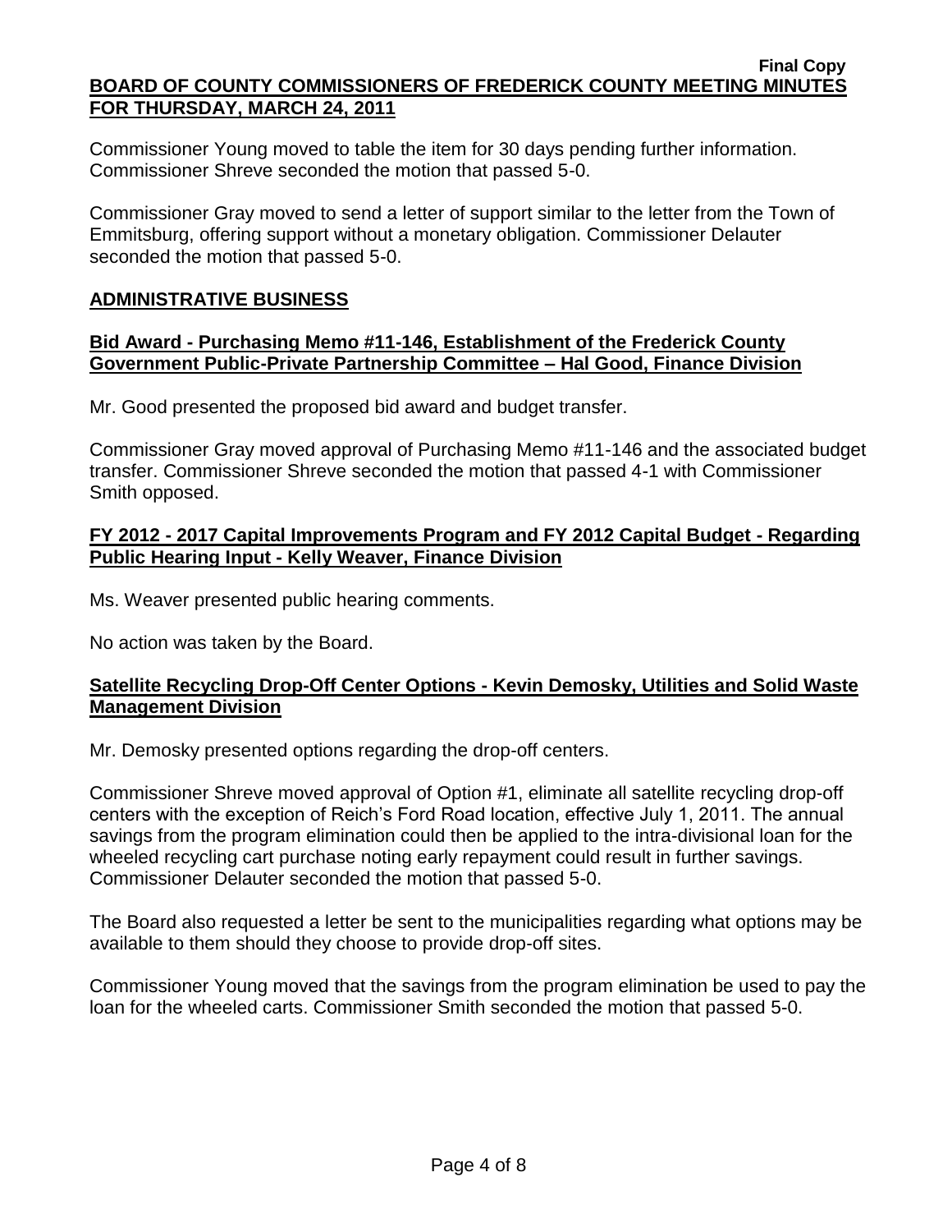Commissioner Young moved to table the item for 30 days pending further information. Commissioner Shreve seconded the motion that passed 5-0.

Commissioner Gray moved to send a letter of support similar to the letter from the Town of Emmitsburg, offering support without a monetary obligation. Commissioner Delauter seconded the motion that passed 5-0.

## ADMINISTRATIVE BUSINESS

### Bid Award - Purchasing Memo #11-146, Establishment of the Frederick County Government Public-Private Partnership Committee – Hal Good, Finance Division

Mr. Good presented the proposed bid award and budget transfer.

Commissioner Gray moved approval of Purchasing Memo #11-146 and the associated budget transfer. Commissioner Shreve seconded the motion that passed 4-1 with Commissioner Smith opposed.

### FY 2012 - 2017 Capital Improvements Program and FY 2012 Capital Budget - Regarding Public Hearing Input - Kelly Weaver, Finance Division

Ms. Weaver presented public hearing comments.

No action was taken by the Board.

### Satellite Recycling Drop-Off Center Options - Kevin Demosky, Utilities and Solid Waste Management Division

Mr. Demosky presented options regarding the drop-off centers.

Commissioner Shreve moved approval of Option #1, eliminate all satellite recycling drop-off centers with the exception of Reich's Ford Road location, effective July 1, 2011. The annual savings from the program elimination could then be applied to the intra-divisional loan for the wheeled recycling cart purchase noting early repayment could result in further savings. Commissioner Delauter seconded the motion that passed 5-0.

The Board also requested a letter be sent to the municipalities regarding what options may be available to them should they choose to provide drop-off sites.

Commissioner Young moved that the savings from the program elimination be used to pay the loan for the wheeled carts. Commissioner Smith seconded the motion that passed 5-0.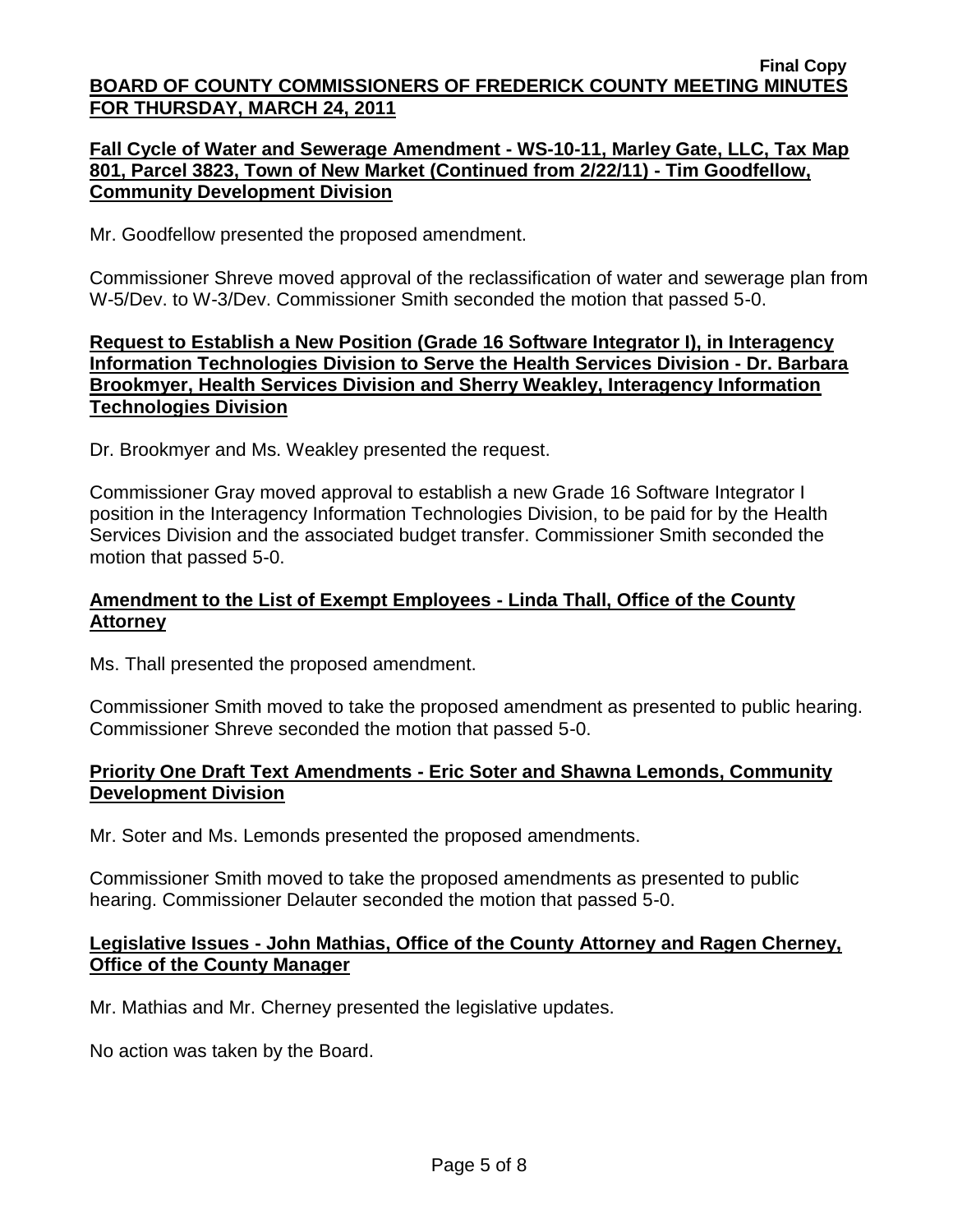**Fall Cycle of Water and Sewerage Amendment - WS-10-11, Marley Gate, LLC, Tax Map 801, Parcel 3823, Town of New Market (Continued from 2/22/11) - Tim Goodfellow, Community Development Division**

Mr. Goodfellow presented the proposed amendment.

Commissioner Shreve moved approval of the reclassification of water and sewerage plan from W-5/Dev. to W-3/Dev. Commissioner Smith seconded the motion that passed 5-0.

**Request to Establish a New Position (Grade 16 Software Integrator I), in Interagency Information Technologies Division to Serve the Health Services Division - Dr. Barbara Brookmyer, Health Services Division and Sherry Weakley, Interagency Information Technologies Division**

Dr. Brookmyer and Ms. Weakley presented the request.

Commissioner Gray moved approval to establish a new Grade 16 Software Integrator I position in the Interagency Information Technologies Division, to be paid for by the Health Services Division and the associated budget transfer. Commissioner Smith seconded the motion that passed 5-0.

**Amendment to the List of Exempt Employees - Linda Thall, Office of the County Attorney**

Ms. Thall presented the proposed amendment.

Commissioner Smith moved to take the proposed amendment as presented to public hearing. Commissioner Shreve seconded the motion that passed 5-0.

**Priority One Draft Text Amendments - Eric Soter and Shawna Lemonds, Community Development Division**

Mr. Soter and Ms. Lemonds presented the proposed amendments.

Commissioner Smith moved to take the proposed amendments as presented to public hearing. Commissioner Delauter seconded the motion that passed 5-0.

**Legislative Issues - John Mathias, Office of the County Attorney and Ragen Cherney, Office of the County Manager**

Mr. Mathias and Mr. Cherney presented the legislative updates.

No action was taken by the Board.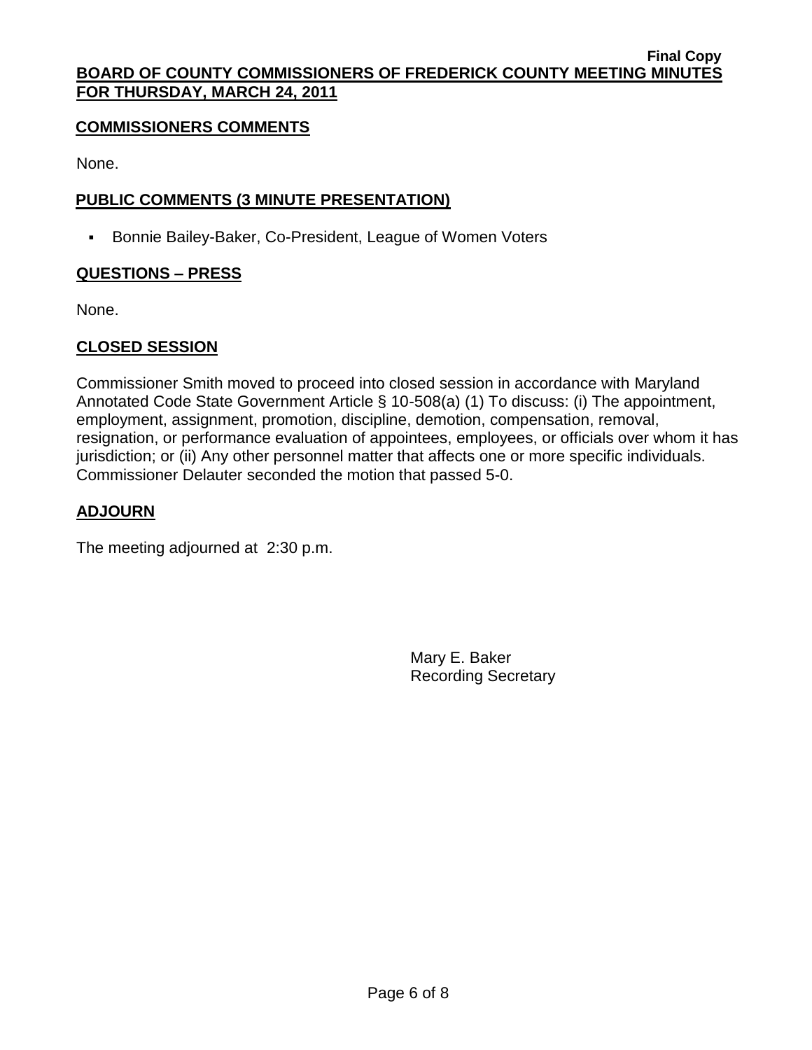**COMMISSIONERS COMMENTS**

None.

**PUBLIC COMMENTS (3 MINUTE PRESENTATION)**

- Bonnie Bailey-Baker, Co-President, League of Women Voters

**QUESTIONS – PRESS**

None.

**CLOSED SESSION**

Commissioner Smith moved to proceed into closed session in accordance with Maryland Annotated Code State Government Article § 10-508(a) (1) To discuss: (i) The appointment, employment, assignment, promotion, discipline, demotion, compensation, removal, resignation, or performance evaluation of appointees, employees, or officials over whom it has jurisdiction; or (ii) Any other personnel matter that affects one or more specific individuals. Commissioner Delauter seconded the motion that passed 5-0.

**ADJOURN**

The meeting adjourned at 2:30 p.m.

Mary E. Baker
Recording Secretary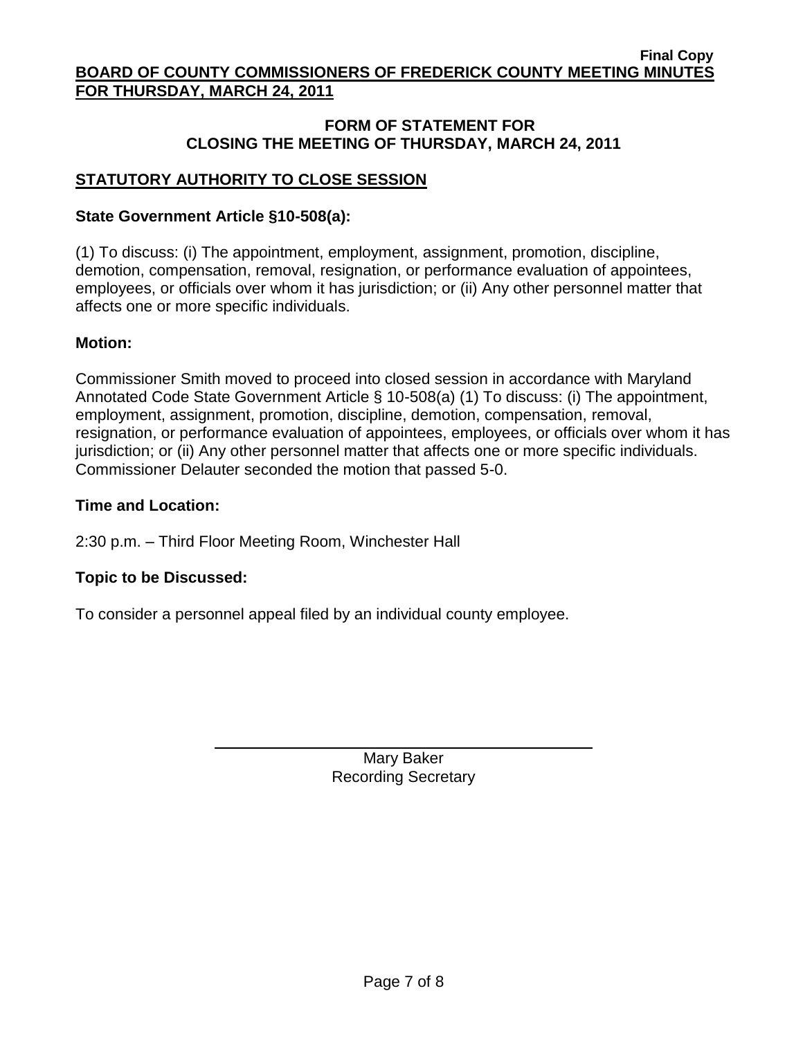## FORM OF STATEMENT FOR CLOSING THE MEETING OF THURSDAY, MARCH 24, 2011

### STATUTORY AUTHORITY TO CLOSE SESSION

**State Government Article §10-508(a):**

(1) To discuss: (i) The appointment, employment, assignment, promotion, discipline, demotion, compensation, removal, resignation, or performance evaluation of appointees, employees, or officials over whom it has jurisdiction; or (ii) Any other personnel matter that affects one or more specific individuals.

**Motion:**

Commissioner Smith moved to proceed into closed session in accordance with Maryland Annotated Code State Government Article § 10-508(a) (1) To discuss: (i) The appointment, employment, assignment, promotion, discipline, demotion, compensation, removal, resignation, or performance evaluation of appointees, employees, or officials over whom it has jurisdiction; or (ii) Any other personnel matter that affects one or more specific individuals. Commissioner Delauter seconded the motion that passed 5-0.

**Time and Location:**

2:30 p.m. – Third Floor Meeting Room, Winchester Hall

**Topic to be Discussed:**

To consider a personnel appeal filed by an individual county employee.

Mary Baker
Recording Secretary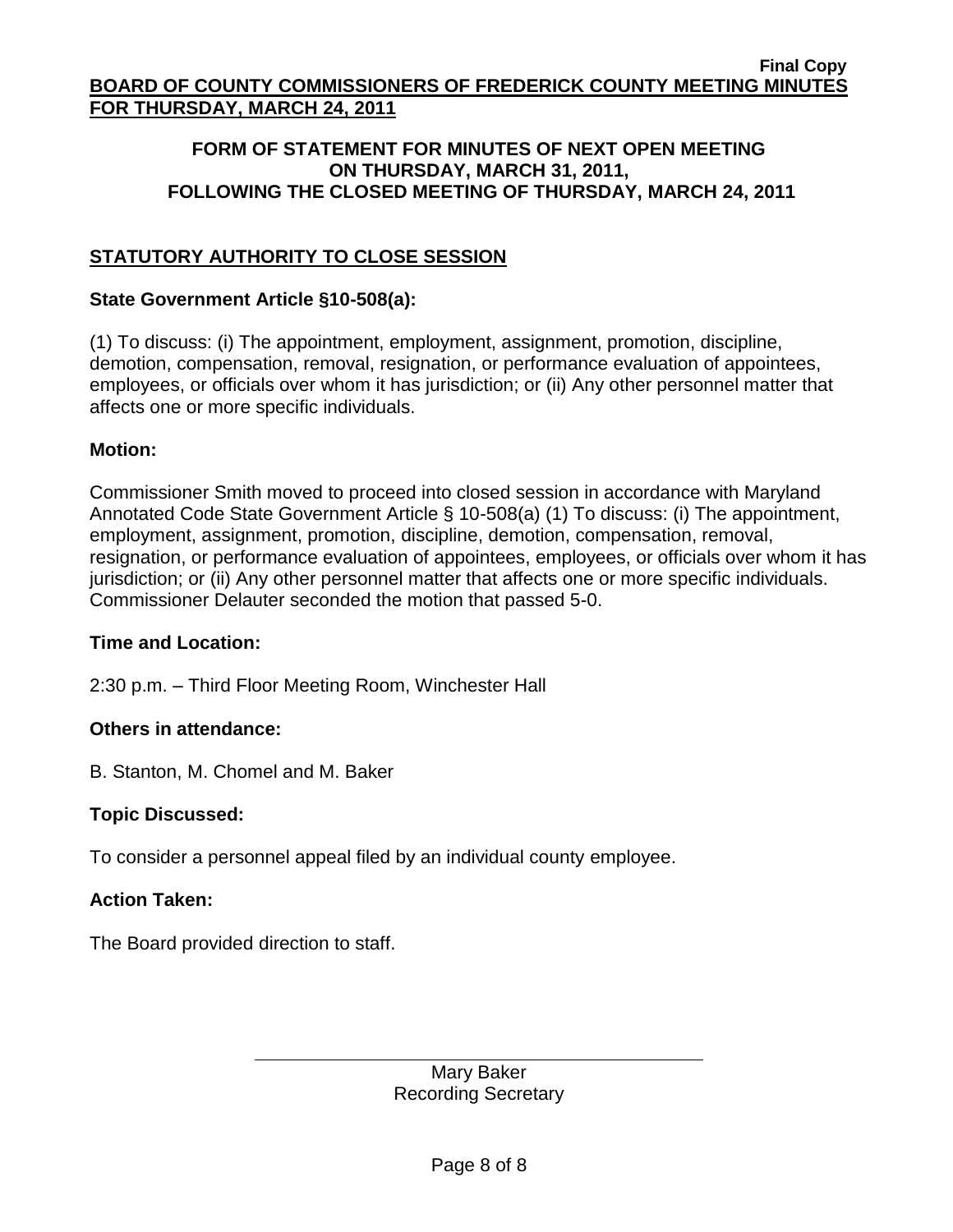**Final Copy**

**BOARD OF COUNTY COMMISSIONERS OF FREDERICK COUNTY MEETING MINUTES FOR THURSDAY, MARCH 24, 2011**

**FORM OF STATEMENT FOR MINUTES OF NEXT OPEN MEETING ON THURSDAY, MARCH 31, 2011, FOLLOWING THE CLOSED MEETING OF THURSDAY, MARCH 24, 2011**

## STATUTORY AUTHORITY TO CLOSE SESSION

### State Government Article §10-508(a):

(1) To discuss: (i) The appointment, employment, assignment, promotion, discipline, demotion, compensation, removal, resignation, or performance evaluation of appointees, employees, or officials over whom it has jurisdiction; or (ii) Any other personnel matter that affects one or more specific individuals.

### Motion:

Commissioner Smith moved to proceed into closed session in accordance with Maryland Annotated Code State Government Article § 10-508(a) (1) To discuss: (i) The appointment, employment, assignment, promotion, discipline, demotion, compensation, removal, resignation, or performance evaluation of appointees, employees, or officials over whom it has jurisdiction; or (ii) Any other personnel matter that affects one or more specific individuals. Commissioner Delauter seconded the motion that passed 5-0.

### Time and Location:

2:30 p.m. – Third Floor Meeting Room, Winchester Hall

### Others in attendance:

B. Stanton, M. Chomel and M. Baker

### Topic Discussed:

To consider a personnel appeal filed by an individual county employee.

### Action Taken:

The Board provided direction to staff.

Mary Baker
Recording Secretary